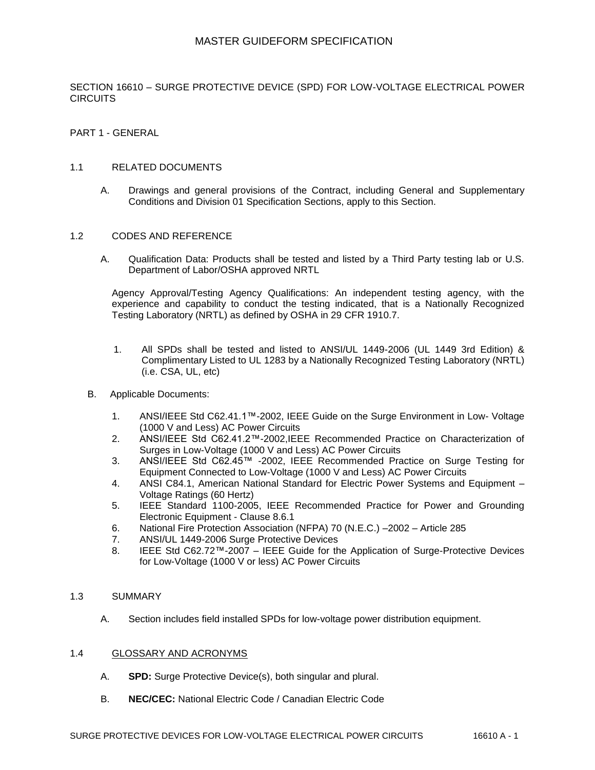# MASTER GUIDEFORM SPECIFICATION

## SECTION 16610 – SURGE PROTECTIVE DEVICE (SPD) FOR LOW-VOLTAGE ELECTRICAL POWER CIRCUITS

## PART 1 - GENERAL

### 1.1 RELATED DOCUMENTS

A. Drawings and general provisions of the Contract, including General and Supplementary Conditions and Division 01 Specification Sections, apply to this Section.

### 1.2 CODES AND REFERENCE

A. Qualification Data: Products shall be tested and listed by a Third Party testing lab or U.S. Department of Labor/OSHA approved NRTL

Agency Approval/Testing Agency Qualifications: An independent testing agency, with the experience and capability to conduct the testing indicated, that is a Nationally Recognized Testing Laboratory (NRTL) as defined by OSHA in 29 CFR 1910.7.

1. All SPDs shall be tested and listed to ANSI/UL 1449-2006 (UL 1449 3rd Edition) & Complimentary Listed to UL 1283 by a Nationally Recognized Testing Laboratory (NRTL) (i.e. CSA, UL, etc)

B. Applicable Documents:

1. ANSI/IEEE Std C62.41.1™-2002, IEEE Guide on the Surge Environment in Low- Voltage (1000 V and Less) AC Power Circuits
2. ANSI/IEEE Std C62.41.2™-2002,IEEE Recommended Practice on Characterization of Surges in Low-Voltage (1000 V and Less) AC Power Circuits
3. ANSI/IEEE Std C62.45™ -2002, IEEE Recommended Practice on Surge Testing for Equipment Connected to Low-Voltage (1000 V and Less) AC Power Circuits
4. ANSI C84.1, American National Standard for Electric Power Systems and Equipment – Voltage Ratings (60 Hertz)
5. IEEE Standard 1100-2005, IEEE Recommended Practice for Power and Grounding Electronic Equipment - Clause 8.6.1
6. National Fire Protection Association (NFPA) 70 (N.E.C.) –2002 – Article 285
7. ANSI/UL 1449-2006 Surge Protective Devices
8. IEEE Std C62.72™-2007 – IEEE Guide for the Application of Surge-Protective Devices for Low-Voltage (1000 V or less) AC Power Circuits

### 1.3 SUMMARY

A. Section includes field installed SPDs for low-voltage power distribution equipment.

### 1.4 GLOSSARY AND ACRONYMS

A. **SPD:** Surge Protective Device(s), both singular and plural.

B. **NEC/CEC:** National Electric Code / Canadian Electric Code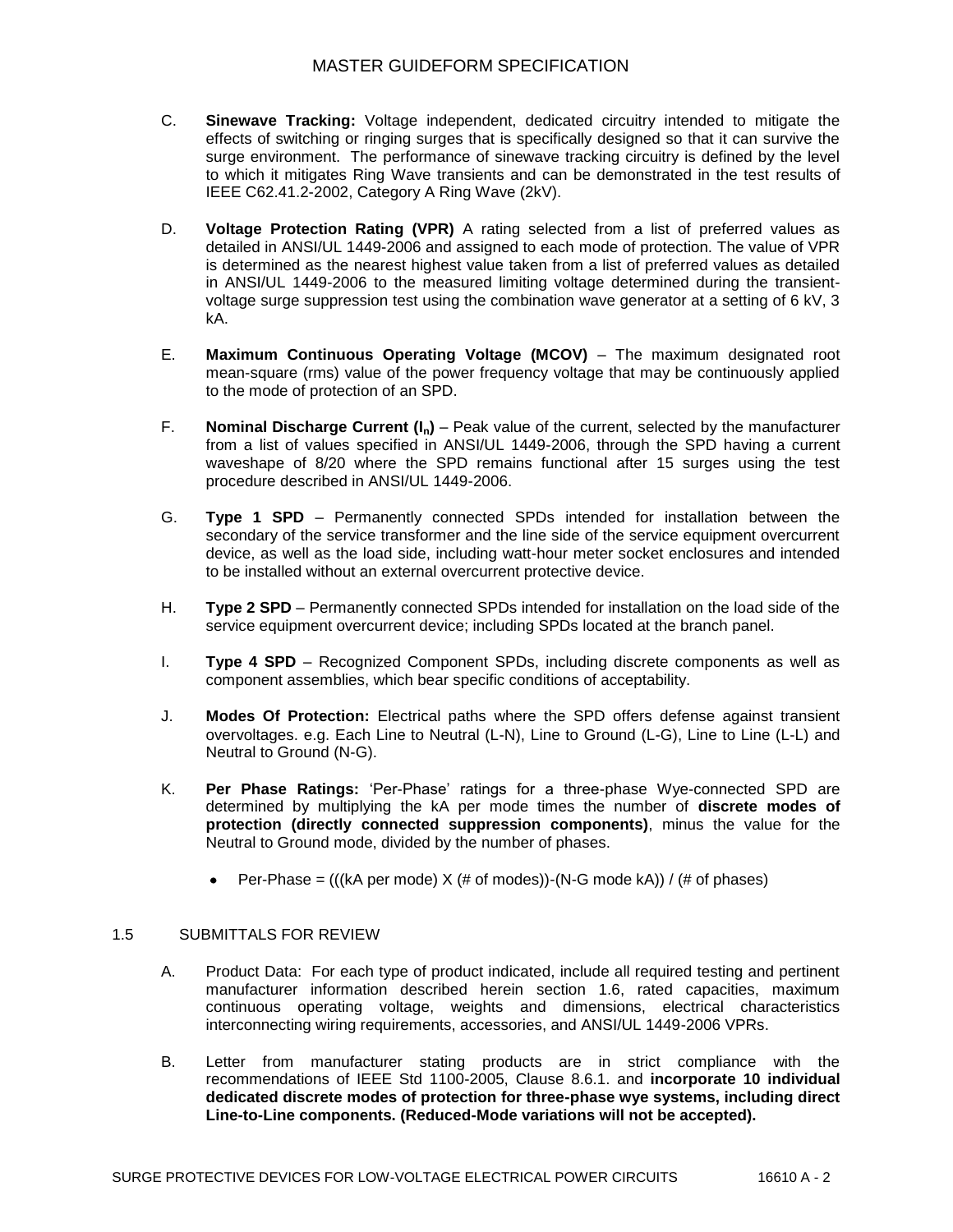C. **Sinewave Tracking:** Voltage independent, dedicated circuitry intended to mitigate the effects of switching or ringing surges that is specifically designed so that it can survive the surge environment. The performance of sinewave tracking circuitry is defined by the level to which it mitigates Ring Wave transients and can be demonstrated in the test results of IEEE C62.41.2-2002, Category A Ring Wave (2kV).

D. **Voltage Protection Rating (VPR)** A rating selected from a list of preferred values as detailed in ANSI/UL 1449-2006 and assigned to each mode of protection. The value of VPR is determined as the nearest highest value taken from a list of preferred values as detailed in ANSI/UL 1449-2006 to the measured limiting voltage determined during the transient-voltage surge suppression test using the combination wave generator at a setting of 6 kV, 3 kA.

E. **Maximum Continuous Operating Voltage (MCOV)** – The maximum designated root mean-square (rms) value of the power frequency voltage that may be continuously applied to the mode of protection of an SPD.

F. **Nominal Discharge Current ($I_n$)** – Peak value of the current, selected by the manufacturer from a list of values specified in ANSI/UL 1449-2006, through the SPD having a current waveshape of 8/20 where the SPD remains functional after 15 surges using the test procedure described in ANSI/UL 1449-2006.

G. **Type 1 SPD** – Permanently connected SPDs intended for installation between the secondary of the service transformer and the line side of the service equipment overcurrent device, as well as the load side, including watt-hour meter socket enclosures and intended to be installed without an external overcurrent protective device.

H. **Type 2 SPD** – Permanently connected SPDs intended for installation on the load side of the service equipment overcurrent device; including SPDs located at the branch panel.

I. **Type 4 SPD** – Recognized Component SPDs, including discrete components as well as component assemblies, which bear specific conditions of acceptability.

J. **Modes Of Protection:** Electrical paths where the SPD offers defense against transient overvoltages. e.g. Each Line to Neutral (L-N), Line to Ground (L-G), Line to Line (L-L) and Neutral to Ground (N-G).

K. **Per Phase Ratings:** 'Per-Phase' ratings for a three-phase Wye-connected SPD are determined by multiplying the kA per mode times the number of **discrete modes of protection (directly connected suppression components)**, minus the value for the Neutral to Ground mode, divided by the number of phases.

- Per-Phase = (((kA per mode) X (# of modes))-(N-G mode kA)) / (# of phases)

## 1.5 SUBMITTALS FOR REVIEW

A. Product Data: For each type of product indicated, include all required testing and pertinent manufacturer information described herein section 1.6, rated capacities, maximum continuous operating voltage, weights and dimensions, electrical characteristics interconnecting wiring requirements, accessories, and ANSI/UL 1449-2006 VPRs.

B. Letter from manufacturer stating products are in strict compliance with the recommendations of IEEE Std 1100-2005, Clause 8.6.1. and **incorporate 10 individual dedicated discrete modes of protection for three-phase wye systems, including direct Line-to-Line components. (Reduced-Mode variations will not be accepted).**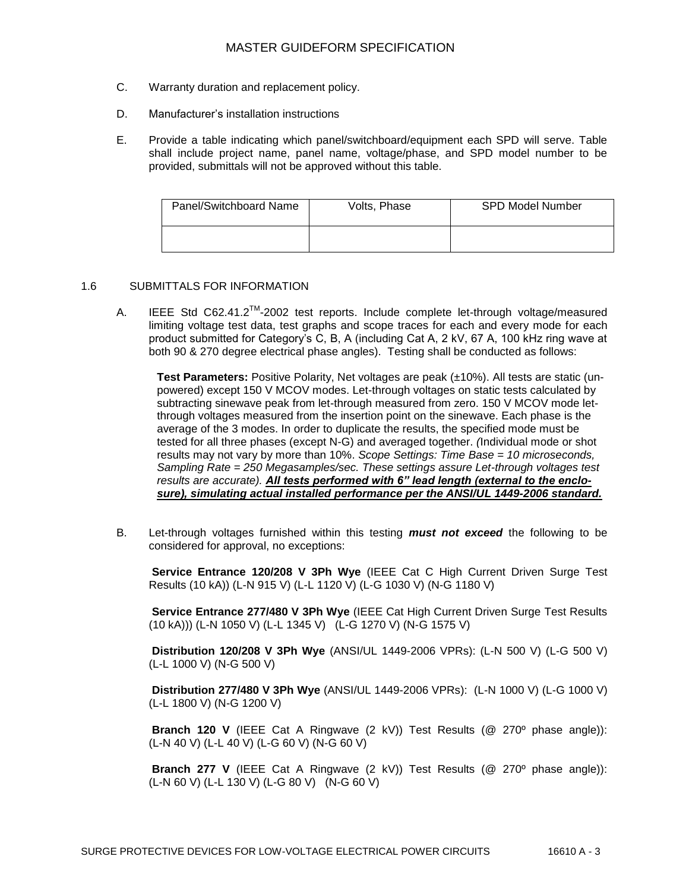C. Warranty duration and replacement policy.

D. Manufacturer's installation instructions

E. Provide a table indicating which panel/switchboard/equipment each SPD will serve. Table shall include project name, panel name, voltage/phase, and SPD model number to be provided, submittals will not be approved without this table.

| Panel/Switchboard Name | Volts, Phase | SPD Model Number |
| --- | --- | --- |
| | | |

## 1.6 SUBMITTALS FOR INFORMATION

A. IEEE Std C62.41.2™-2002 test reports. Include complete let-through voltage/measured limiting voltage test data, test graphs and scope traces for each and every mode for each product submitted for Category's C, B, A (including Cat A, 2 kV, 67 A, 100 kHz ring wave at both 90 & 270 degree electrical phase angles). Testing shall be conducted as follows:

> **Test Parameters:** Positive Polarity, Net voltages are peak (±10%). All tests are static (un-powered) except 150 V MCOV modes. Let-through voltages on static tests calculated by subtracting sinewave peak from let-through measured from zero. 150 V MCOV mode let-through voltages measured from the insertion point on the sinewave. Each phase is the average of the 3 modes. In order to duplicate the results, the specified mode must be tested for all three phases (except N-G) and averaged together. *(*Individual mode or shot results may not vary by more than 10%. *Scope Settings: Time Base = 10 microseconds, Sampling Rate = 250 Megasamples/sec. These settings assure Let-through voltages test results are accurate).* ***All tests performed with 6" lead length (external to the enclosure), simulating actual installed performance per the ANSI/UL 1449-2006 standard.***

B. Let-through voltages furnished within this testing ***must not exceed*** the following to be considered for approval, no exceptions:

**Service Entrance 120/208 V 3Ph Wye** (IEEE Cat C High Current Driven Surge Test Results (10 kA)) (L-N 915 V) (L-L 1120 V) (L-G 1030 V) (N-G 1180 V)

**Service Entrance 277/480 V 3Ph Wye** (IEEE Cat High Current Driven Surge Test Results (10 kA))) (L-N 1050 V) (L-L 1345 V) (L-G 1270 V) (N-G 1575 V)

**Distribution 120/208 V 3Ph Wye** (ANSI/UL 1449-2006 VPRs): (L-N 500 V) (L-G 500 V) (L-L 1000 V) (N-G 500 V)

**Distribution 277/480 V 3Ph Wye** (ANSI/UL 1449-2006 VPRs): (L-N 1000 V) (L-G 1000 V) (L-L 1800 V) (N-G 1200 V)

**Branch 120 V** (IEEE Cat A Ringwave (2 kV)) Test Results (@ 270º phase angle)): (L-N 40 V) (L-L 40 V) (L-G 60 V) (N-G 60 V)

**Branch 277 V** (IEEE Cat A Ringwave (2 kV)) Test Results (@ 270º phase angle)): (L-N 60 V) (L-L 130 V) (L-G 80 V) (N-G 60 V)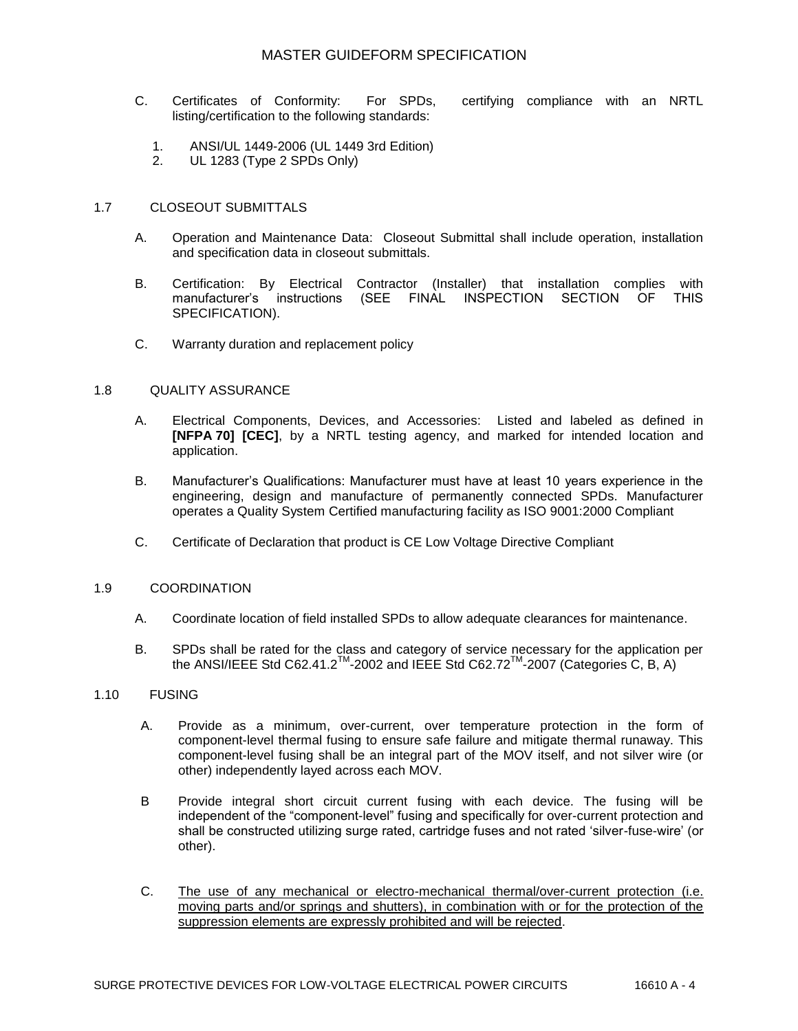C. Certificates of Conformity: For SPDs, certifying compliance with an NRTL listing/certification to the following standards:

1. ANSI/UL 1449-2006 (UL 1449 3rd Edition)
2. UL 1283 (Type 2 SPDs Only)

## 1.7 CLOSEOUT SUBMITTALS

A. Operation and Maintenance Data: Closeout Submittal shall include operation, installation and specification data in closeout submittals.

B. Certification: By Electrical Contractor (Installer) that installation complies with manufacturer's instructions (SEE FINAL INSPECTION SECTION OF THIS SPECIFICATION).

C. Warranty duration and replacement policy

## 1.8 QUALITY ASSURANCE

A. Electrical Components, Devices, and Accessories: Listed and labeled as defined in **[NFPA 70] [CEC]**, by a NRTL testing agency, and marked for intended location and application.

B. Manufacturer's Qualifications: Manufacturer must have at least 10 years experience in the engineering, design and manufacture of permanently connected SPDs. Manufacturer operates a Quality System Certified manufacturing facility as ISO 9001:2000 Compliant

C. Certificate of Declaration that product is CE Low Voltage Directive Compliant

## 1.9 COORDINATION

A. Coordinate location of field installed SPDs to allow adequate clearances for maintenance.

B. SPDs shall be rated for the class and category of service necessary for the application per the ANSI/IEEE Std C62.41.2™-2002 and IEEE Std C62.72™-2007 (Categories C, B, A)

## 1.10 FUSING

A. Provide as a minimum, over-current, over temperature protection in the form of component-level thermal fusing to ensure safe failure and mitigate thermal runaway. This component-level fusing shall be an integral part of the MOV itself, and not silver wire (or other) independently layed across each MOV.

B Provide integral short circuit current fusing with each device. The fusing will be independent of the "component-level" fusing and specifically for over-current protection and shall be constructed utilizing surge rated, cartridge fuses and not rated 'silver-fuse-wire' (or other).

C. <u>The use of any mechanical or electro-mechanical thermal/over-current protection (i.e. moving parts and/or springs and shutters), in combination with or for the protection of the suppression elements are expressly prohibited and will be rejected</u>.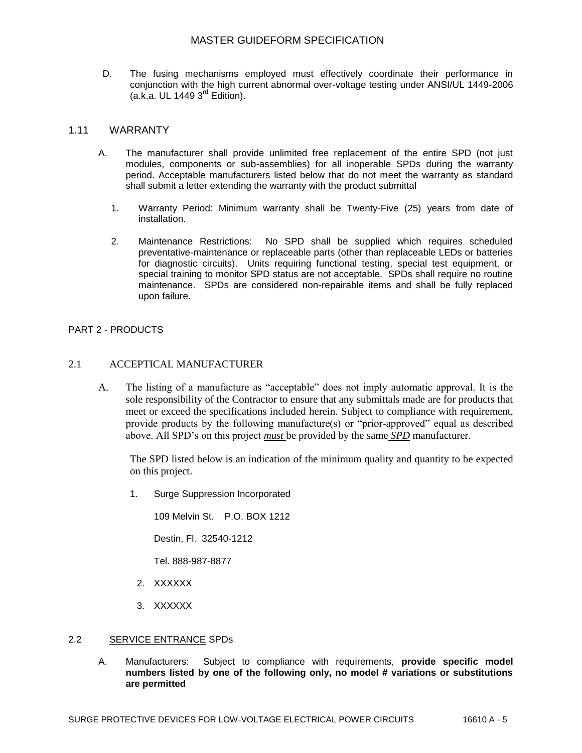D. The fusing mechanisms employed must effectively coordinate their performance in conjunction with the high current abnormal over-voltage testing under ANSI/UL 1449-2006 (a.k.a. UL 1449 3rd Edition).

## 1.11 WARRANTY

A. The manufacturer shall provide unlimited free replacement of the entire SPD (not just modules, components or sub-assemblies) for all inoperable SPDs during the warranty period. Acceptable manufacturers listed below that do not meet the warranty as standard shall submit a letter extending the warranty with the product submittal

1. Warranty Period: Minimum warranty shall be Twenty-Five (25) years from date of installation.

2. Maintenance Restrictions: No SPD shall be supplied which requires scheduled preventative-maintenance or replaceable parts (other than replaceable LEDs or batteries for diagnostic circuits). Units requiring functional testing, special test equipment, or special training to monitor SPD status are not acceptable. SPDs shall require no routine maintenance. SPDs are considered non-repairable items and shall be fully replaced upon failure.

# PART 2 - PRODUCTS

## 2.1 ACCEPTICAL MANUFACTURER

A. The listing of a manufacture as "acceptable" does not imply automatic approval. It is the sole responsibility of the Contractor to ensure that any submittals made are for products that meet or exceed the specifications included herein. Subject to compliance with requirement, provide products by the following manufacture(s) or "prior-approved" equal as described above. All SPD's on this project ***must*** be provided by the same ***SPD*** manufacturer.

The SPD listed below is an indication of the minimum quality and quantity to be expected on this project.

1. Surge Suppression Incorporated

   109 Melvin St. P.O. BOX 1212

   Destin, Fl. 32540-1212

   Tel. 888-987-8877

2. XXXXXX

3. XXXXXX

## 2.2 SERVICE ENTRANCE SPDs

A. Manufacturers: Subject to compliance with requirements, **provide specific model numbers listed by one of the following only, no model # variations or substitutions are permitted**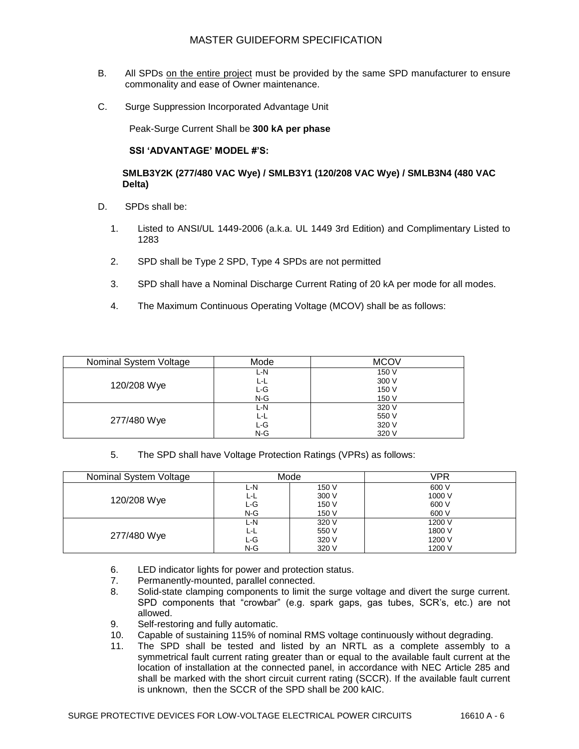B. All SPDs on the entire project must be provided by the same SPD manufacturer to ensure commonality and ease of Owner maintenance.

C. Surge Suppression Incorporated Advantage Unit

Peak-Surge Current Shall be **300 kA per phase**

**SSI 'ADVANTAGE' MODEL #'S:**

**SMLB3Y2K (277/480 VAC Wye) / SMLB3Y1 (120/208 VAC Wye) / SMLB3N4 (480 VAC Delta)**

D. SPDs shall be:

1. Listed to ANSI/UL 1449-2006 (a.k.a. UL 1449 3rd Edition) and Complimentary Listed to 1283
2. SPD shall be Type 2 SPD, Type 4 SPDs are not permitted
3. SPD shall have a Nominal Discharge Current Rating of 20 kA per mode for all modes.
4. The Maximum Continuous Operating Voltage (MCOV) shall be as follows:

| Nominal System Voltage | Mode | MCOV |
|---|---|---|
| 120/208 Wye | L-N | 150 V |
| | L-L | 300 V |
| | L-G | 150 V |
| | N-G | 150 V |
| 277/480 Wye | L-N | 320 V |
| | L-L | 550 V |
| | L-G | 320 V |
| | N-G | 320 V |

5. The SPD shall have Voltage Protection Ratings (VPRs) as follows:

| Nominal System Voltage | Mode | | VPR |
|---|---|---|---|
| 120/208 Wye | L-N | 150 V | 600 V |
| | L-L | 300 V | 1000 V |
| | L-G | 150 V | 600 V |
| | N-G | 150 V | 600 V |
| 277/480 Wye | L-N | 320 V | 1200 V |
| | L-L | 550 V | 1800 V |
| | L-G | 320 V | 1200 V |
| | N-G | 320 V | 1200 V |

6. LED indicator lights for power and protection status.
7. Permanently-mounted, parallel connected.
8. Solid-state clamping components to limit the surge voltage and divert the surge current. SPD components that "crowbar" (e.g. spark gaps, gas tubes, SCR's, etc.) are not allowed.
9. Self-restoring and fully automatic.
10. Capable of sustaining 115% of nominal RMS voltage continuously without degrading.
11. The SPD shall be tested and listed by an NRTL as a complete assembly to a symmetrical fault current rating greater than or equal to the available fault current at the location of installation at the connected panel, in accordance with NEC Article 285 and shall be marked with the short circuit current rating (SCCR). If the available fault current is unknown, then the SCCR of the SPD shall be 200 kAIC.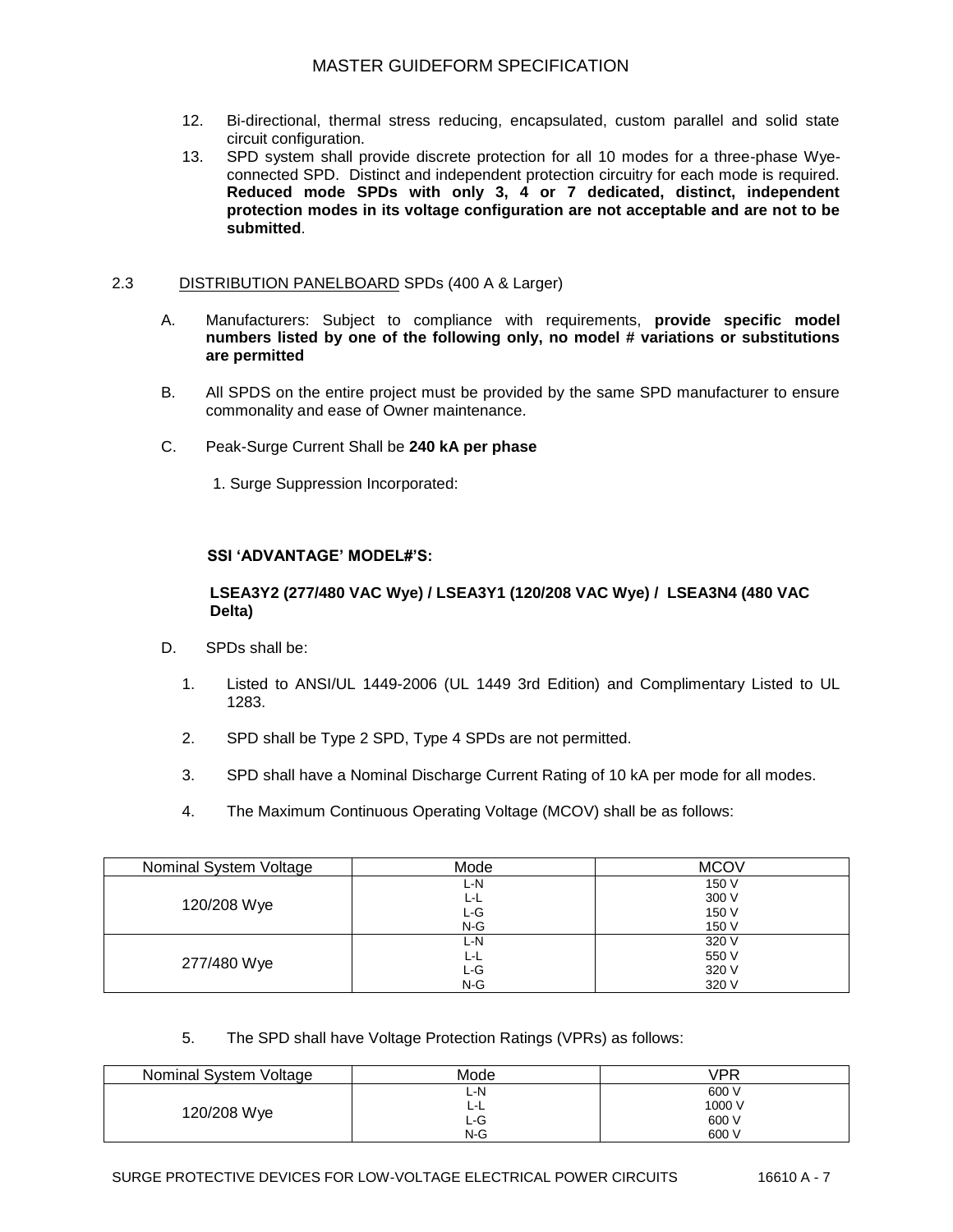12. Bi-directional, thermal stress reducing, encapsulated, custom parallel and solid state circuit configuration.
13. SPD system shall provide discrete protection for all 10 modes for a three-phase Wye-connected SPD. Distinct and independent protection circuitry for each mode is required. **Reduced mode SPDs with only 3, 4 or 7 dedicated, distinct, independent protection modes in its voltage configuration are not acceptable and are not to be submitted**.

2.3 DISTRIBUTION PANELBOARD SPDs (400 A & Larger)

A. Manufacturers: Subject to compliance with requirements, **provide specific model numbers listed by one of the following only, no model # variations or substitutions are permitted**

B. All SPDS on the entire project must be provided by the same SPD manufacturer to ensure commonality and ease of Owner maintenance.

C. Peak-Surge Current Shall be **240 kA per phase**

1. Surge Suppression Incorporated:

**SSI 'ADVANTAGE' MODEL#'S:**

**LSEA3Y2 (277/480 VAC Wye) / LSEA3Y1 (120/208 VAC Wye) / LSEA3N4 (480 VAC Delta)**

D. SPDs shall be:

1. Listed to ANSI/UL 1449-2006 (UL 1449 3rd Edition) and Complimentary Listed to UL 1283.
2. SPD shall be Type 2 SPD, Type 4 SPDs are not permitted.
3. SPD shall have a Nominal Discharge Current Rating of 10 kA per mode for all modes.
4. The Maximum Continuous Operating Voltage (MCOV) shall be as follows:

| Nominal System Voltage | Mode | MCOV |
|---|---|---|
| 120/208 Wye | L-N | 150 V |
| | L-L | 300 V |
| | L-G | 150 V |
| | N-G | 150 V |
| 277/480 Wye | L-N | 320 V |
| | L-L | 550 V |
| | L-G | 320 V |
| | N-G | 320 V |

5. The SPD shall have Voltage Protection Ratings (VPRs) as follows:

| Nominal System Voltage | Mode | VPR |
|---|---|---|
| 120/208 Wye | L-N | 600 V |
| | L-L | 1000 V |
| | L-G | 600 V |
| | N-G | 600 V |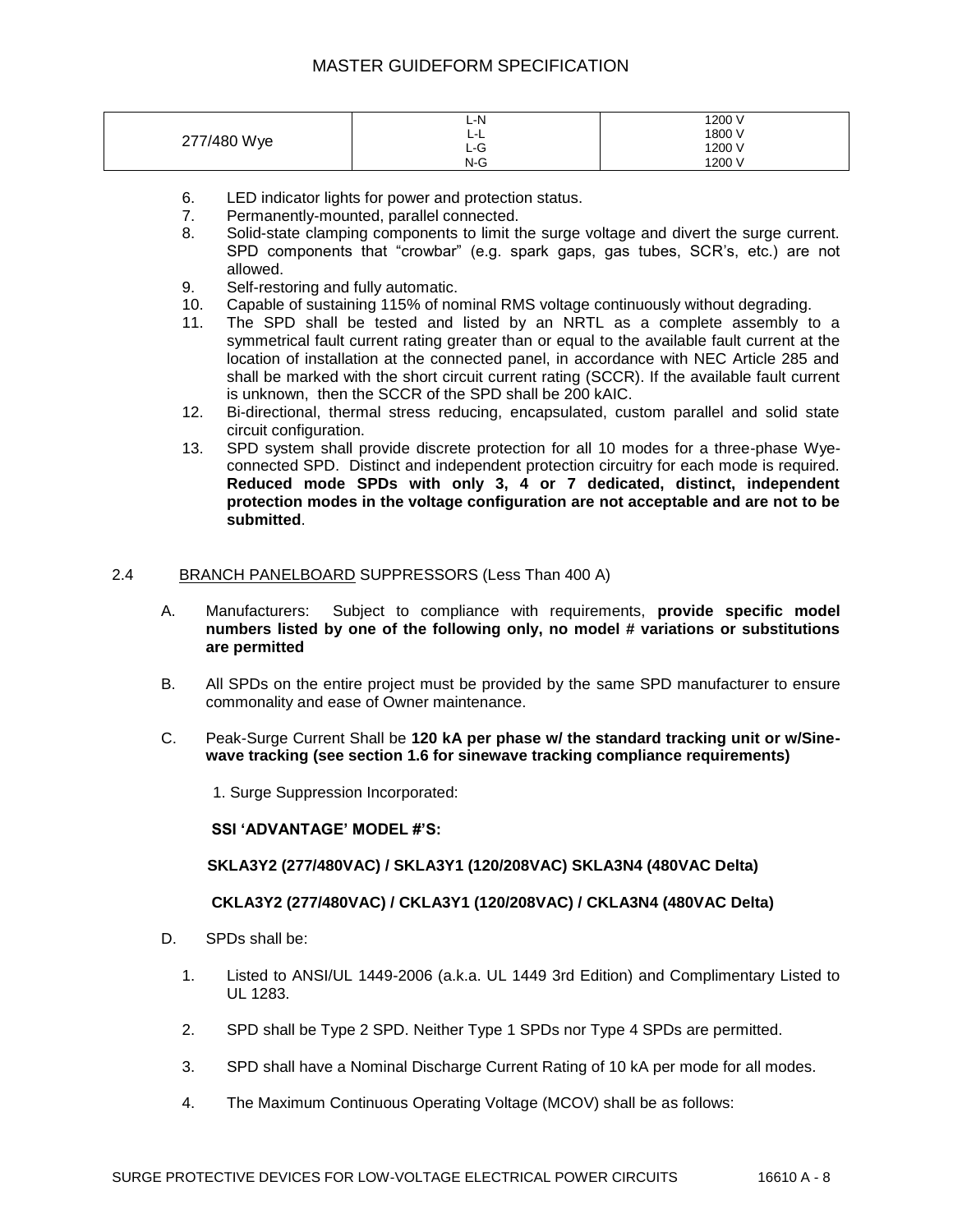| 277/480 Wye | L-N<br>L-L<br>L-G<br>N-G | 1200 V<br>1800 V<br>1200 V<br>1200 V |
|---|---|---|

6. LED indicator lights for power and protection status.
7. Permanently-mounted, parallel connected.
8. Solid-state clamping components to limit the surge voltage and divert the surge current. SPD components that "crowbar" (e.g. spark gaps, gas tubes, SCR's, etc.) are not allowed.
9. Self-restoring and fully automatic.
10. Capable of sustaining 115% of nominal RMS voltage continuously without degrading.
11. The SPD shall be tested and listed by an NRTL as a complete assembly to a symmetrical fault current rating greater than or equal to the available fault current at the location of installation at the connected panel, in accordance with NEC Article 285 and shall be marked with the short circuit current rating (SCCR). If the available fault current is unknown, then the SCCR of the SPD shall be 200 kAIC.
12. Bi-directional, thermal stress reducing, encapsulated, custom parallel and solid state circuit configuration.
13. SPD system shall provide discrete protection for all 10 modes for a three-phase Wye-connected SPD. Distinct and independent protection circuitry for each mode is required. **Reduced mode SPDs with only 3, 4 or 7 dedicated, distinct, independent protection modes in the voltage configuration are not acceptable and are not to be submitted**.

## 2.4 BRANCH PANELBOARD SUPPRESSORS (Less Than 400 A)

A. Manufacturers: Subject to compliance with requirements, **provide specific model numbers listed by one of the following only, no model # variations or substitutions are permitted**

B. All SPDs on the entire project must be provided by the same SPD manufacturer to ensure commonality and ease of Owner maintenance.

C. Peak-Surge Current Shall be **120 kA per phase w/ the standard tracking unit or w/Sine-wave tracking (see section 1.6 for sinewave tracking compliance requirements)**

1. Surge Suppression Incorporated:

**SSI 'ADVANTAGE' MODEL #'S:**

**SKLA3Y2 (277/480VAC) / SKLA3Y1 (120/208VAC) SKLA3N4 (480VAC Delta)**

**CKLA3Y2 (277/480VAC) / CKLA3Y1 (120/208VAC) / CKLA3N4 (480VAC Delta)**

D. SPDs shall be:

1. Listed to ANSI/UL 1449-2006 (a.k.a. UL 1449 3rd Edition) and Complimentary Listed to UL 1283.
2. SPD shall be Type 2 SPD. Neither Type 1 SPDs nor Type 4 SPDs are permitted.
3. SPD shall have a Nominal Discharge Current Rating of 10 kA per mode for all modes.
4. The Maximum Continuous Operating Voltage (MCOV) shall be as follows: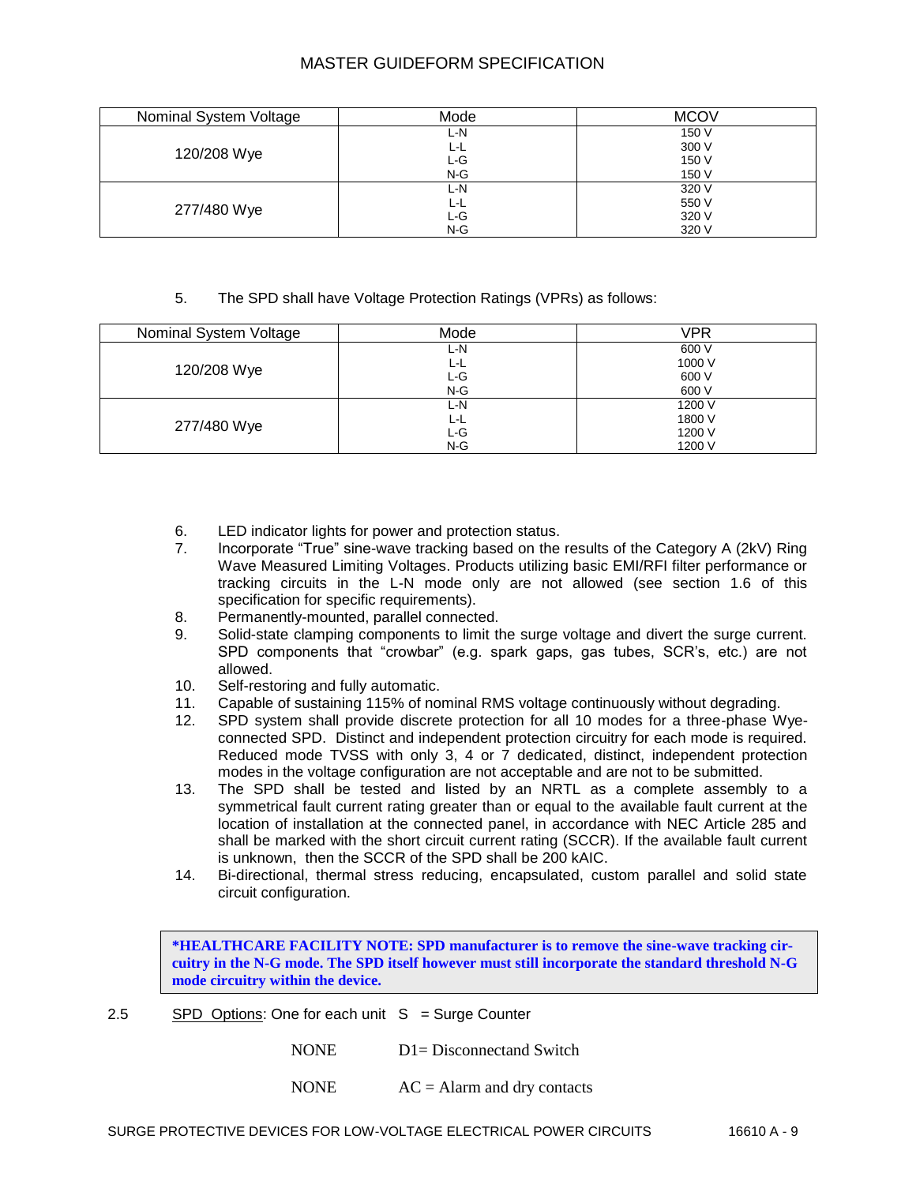| Nominal System Voltage | Mode | MCOV |
|---|---|---|
| 120/208 Wye | L-N | 150 V |
| | L-L | 300 V |
| | L-G | 150 V |
| | N-G | 150 V |
| 277/480 Wye | L-N | 320 V |
| | L-L | 550 V |
| | L-G | 320 V |
| | N-G | 320 V |

5. The SPD shall have Voltage Protection Ratings (VPRs) as follows:

| Nominal System Voltage | Mode | VPR |
|---|---|---|
| 120/208 Wye | L-N | 600 V |
| | L-L | 1000 V |
| | L-G | 600 V |
| | N-G | 600 V |
| 277/480 Wye | L-N | 1200 V |
| | L-L | 1800 V |
| | L-G | 1200 V |
| | N-G | 1200 V |

6. LED indicator lights for power and protection status.
7. Incorporate "True" sine-wave tracking based on the results of the Category A (2kV) Ring Wave Measured Limiting Voltages. Products utilizing basic EMI/RFI filter performance or tracking circuits in the L-N mode only are not allowed (see section 1.6 of this specification for specific requirements).
8. Permanently-mounted, parallel connected.
9. Solid-state clamping components to limit the surge voltage and divert the surge current. SPD components that "crowbar" (e.g. spark gaps, gas tubes, SCR's, etc.) are not allowed.
10. Self-restoring and fully automatic.
11. Capable of sustaining 115% of nominal RMS voltage continuously without degrading.
12. SPD system shall provide discrete protection for all 10 modes for a three-phase Wye-connected SPD. Distinct and independent protection circuitry for each mode is required. Reduced mode TVSS with only 3, 4 or 7 dedicated, distinct, independent protection modes in the voltage configuration are not acceptable and are not to be submitted.
13. The SPD shall be tested and listed by an NRTL as a complete assembly to a symmetrical fault current rating greater than or equal to the available fault current at the location of installation at the connected panel, in accordance with NEC Article 285 and shall be marked with the short circuit current rating (SCCR). If the available fault current is unknown, then the SCCR of the SPD shall be 200 kAIC.
14. Bi-directional, thermal stress reducing, encapsulated, custom parallel and solid state circuit configuration.

**\*HEALTHCARE FACILITY NOTE: SPD manufacturer is to remove the sine-wave tracking circuitry in the N-G mode. The SPD itself however must still incorporate the standard threshold N-G mode circuitry within the device.**

2.5 SPD Options: One for each unit S = Surge Counter

NONE D1= Disconnectand Switch

NONE AC = Alarm and dry contacts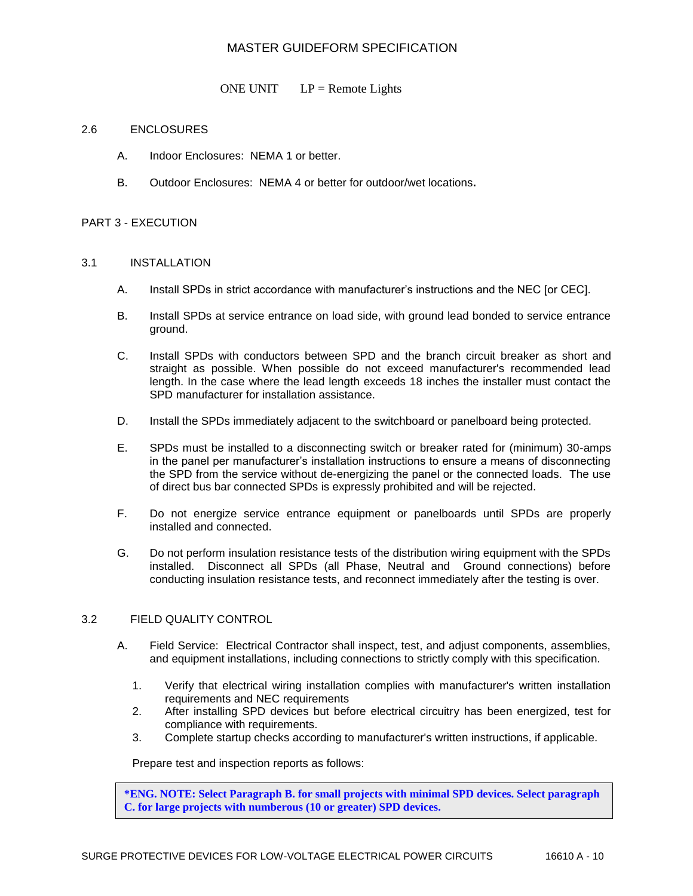ONE UNIT LP = Remote Lights

## 2.6 ENCLOSURES

A. Indoor Enclosures: NEMA 1 or better.

B. Outdoor Enclosures: NEMA 4 or better for outdoor/wet locations**.**

# PART 3 - EXECUTION

## 3.1 INSTALLATION

A. Install SPDs in strict accordance with manufacturer's instructions and the NEC [or CEC].

B. Install SPDs at service entrance on load side, with ground lead bonded to service entrance ground.

C. Install SPDs with conductors between SPD and the branch circuit breaker as short and straight as possible. When possible do not exceed manufacturer's recommended lead length. In the case where the lead length exceeds 18 inches the installer must contact the SPD manufacturer for installation assistance.

D. Install the SPDs immediately adjacent to the switchboard or panelboard being protected.

E. SPDs must be installed to a disconnecting switch or breaker rated for (minimum) 30-amps in the panel per manufacturer's installation instructions to ensure a means of disconnecting the SPD from the service without de-energizing the panel or the connected loads. The use of direct bus bar connected SPDs is expressly prohibited and will be rejected.

F. Do not energize service entrance equipment or panelboards until SPDs are properly installed and connected.

G. Do not perform insulation resistance tests of the distribution wiring equipment with the SPDs installed. Disconnect all SPDs (all Phase, Neutral and Ground connections) before conducting insulation resistance tests, and reconnect immediately after the testing is over.

## 3.2 FIELD QUALITY CONTROL

A. Field Service: Electrical Contractor shall inspect, test, and adjust components, assemblies, and equipment installations, including connections to strictly comply with this specification.

1. Verify that electrical wiring installation complies with manufacturer's written installation requirements and NEC requirements
2. After installing SPD devices but before electrical circuitry has been energized, test for compliance with requirements.
3. Complete startup checks according to manufacturer's written instructions, if applicable.

Prepare test and inspection reports as follows:

> ***ENG. NOTE: Select Paragraph B. for small projects with minimal SPD devices. Select paragraph C. for large projects with numberous (10 or greater) SPD devices.**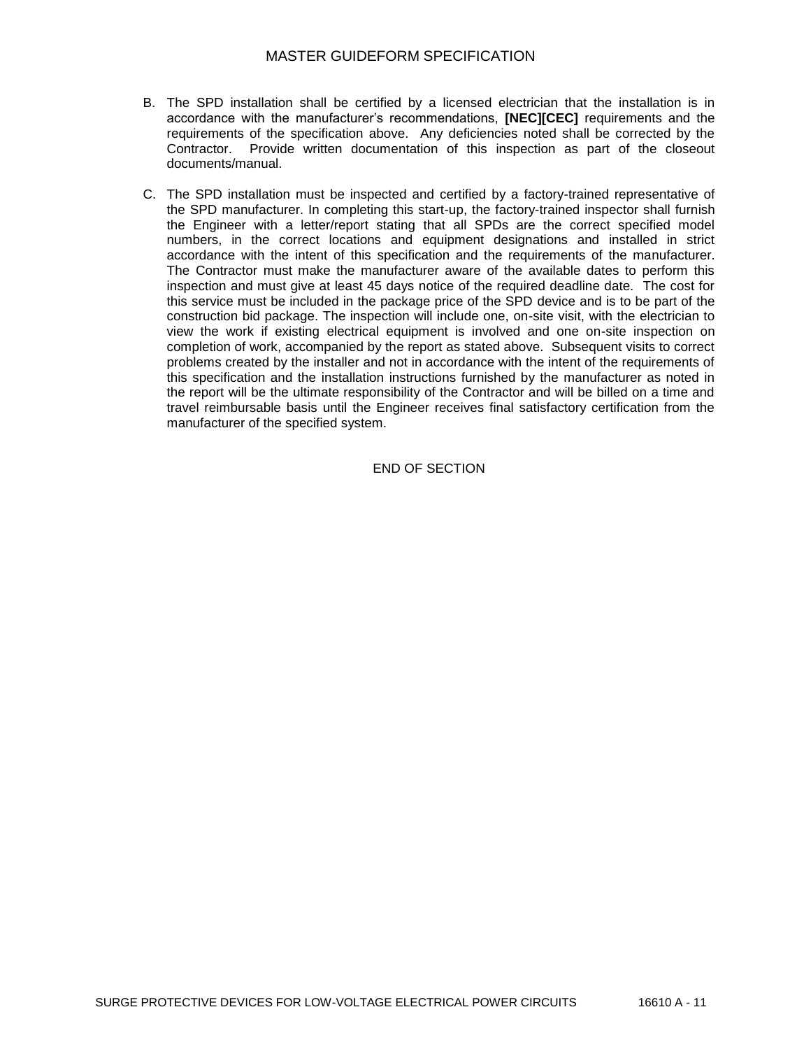B. The SPD installation shall be certified by a licensed electrician that the installation is in accordance with the manufacturer's recommendations, **[NEC][CEC]** requirements and the requirements of the specification above. Any deficiencies noted shall be corrected by the Contractor. Provide written documentation of this inspection as part of the closeout documents/manual.

C. The SPD installation must be inspected and certified by a factory-trained representative of the SPD manufacturer. In completing this start-up, the factory-trained inspector shall furnish the Engineer with a letter/report stating that all SPDs are the correct specified model numbers, in the correct locations and equipment designations and installed in strict accordance with the intent of this specification and the requirements of the manufacturer. The Contractor must make the manufacturer aware of the available dates to perform this inspection and must give at least 45 days notice of the required deadline date. The cost for this service must be included in the package price of the SPD device and is to be part of the construction bid package. The inspection will include one, on-site visit, with the electrician to view the work if existing electrical equipment is involved and one on-site inspection on completion of work, accompanied by the report as stated above. Subsequent visits to correct problems created by the installer and not in accordance with the intent of the requirements of this specification and the installation instructions furnished by the manufacturer as noted in the report will be the ultimate responsibility of the Contractor and will be billed on a time and travel reimbursable basis until the Engineer receives final satisfactory certification from the manufacturer of the specified system.

END OF SECTION